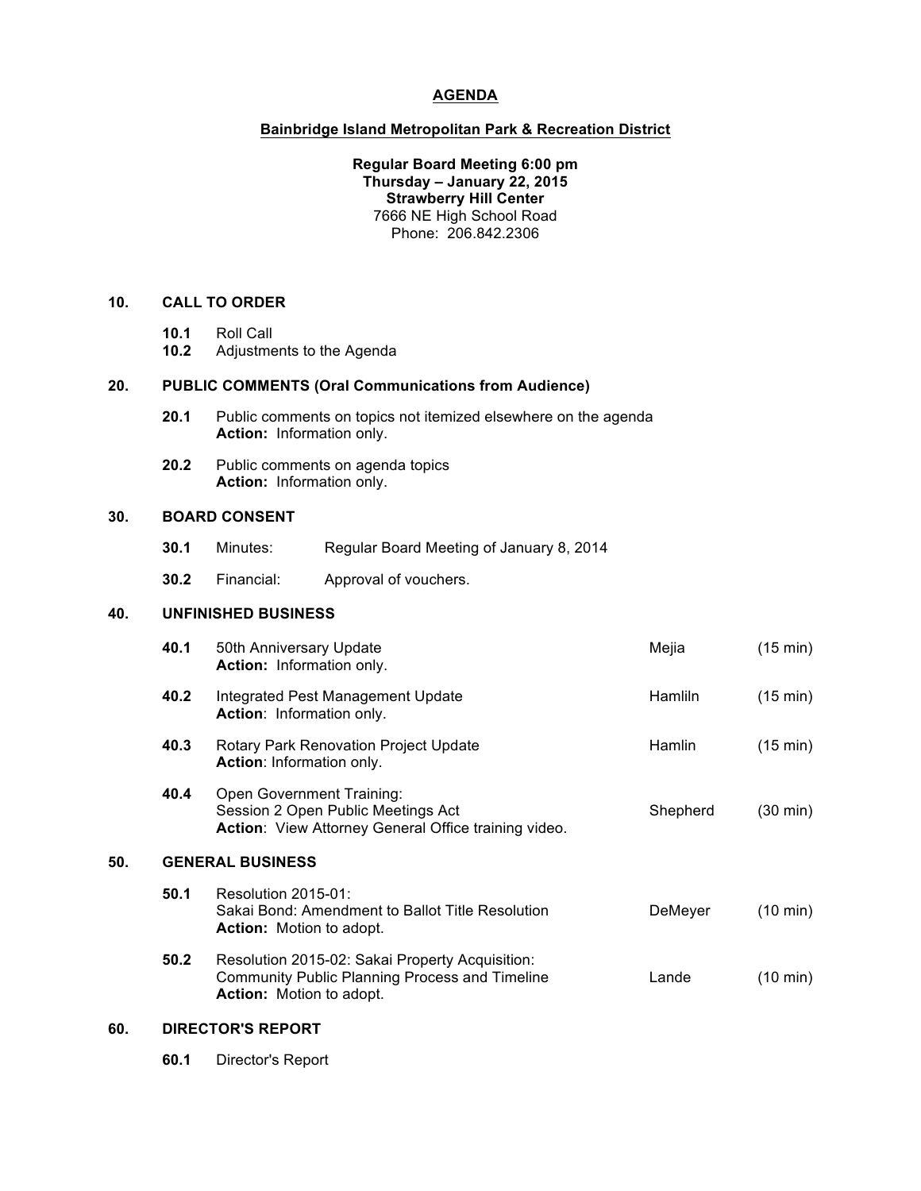# AGENDA

## Bainbridge Island Metropolitan Park & Recreation District

**Regular Board Meeting 6:00 pm**
**Thursday – January 22, 2015**
**Strawberry Hill Center**
7666 NE High School Road
Phone: 206.842.2306

### 10. CALL TO ORDER

**10.1** Roll Call
**10.2** Adjustments to the Agenda

### 20. PUBLIC COMMENTS (Oral Communications from Audience)

**20.1** Public comments on topics not itemized elsewhere on the agenda
**Action:** Information only.

**20.2** Public comments on agenda topics
**Action:** Information only.

### 30. BOARD CONSENT

**30.1** Minutes: Regular Board Meeting of January 8, 2014

**30.2** Financial: Approval of vouchers.

### 40. UNFINISHED BUSINESS

| | Item | Presenter | Time |
|---|---|---|---|
| **40.1** | 50th Anniversary Update<br>**Action:** Information only. | Mejia | (15 min) |
| **40.2** | Integrated Pest Management Update<br>**Action**: Information only. | Hamliln | (15 min) |
| **40.3** | Rotary Park Renovation Project Update<br>**Action**: Information only. | Hamlin | (15 min) |
| **40.4** | Open Government Training:<br>Session 2 Open Public Meetings Act<br>**Action**: View Attorney General Office training video. | Shepherd | (30 min) |

### 50. GENERAL BUSINESS

| | Item | Presenter | Time |
|---|---|---|---|
| **50.1** | Resolution 2015-01:<br>Sakai Bond: Amendment to Ballot Title Resolution<br>**Action:** Motion to adopt. | DeMeyer | (10 min) |
| **50.2** | Resolution 2015-02: Sakai Property Acquisition:<br>Community Public Planning Process and Timeline<br>**Action:** Motion to adopt. | Lande | (10 min) |

### 60. DIRECTOR'S REPORT

**60.1** Director's Report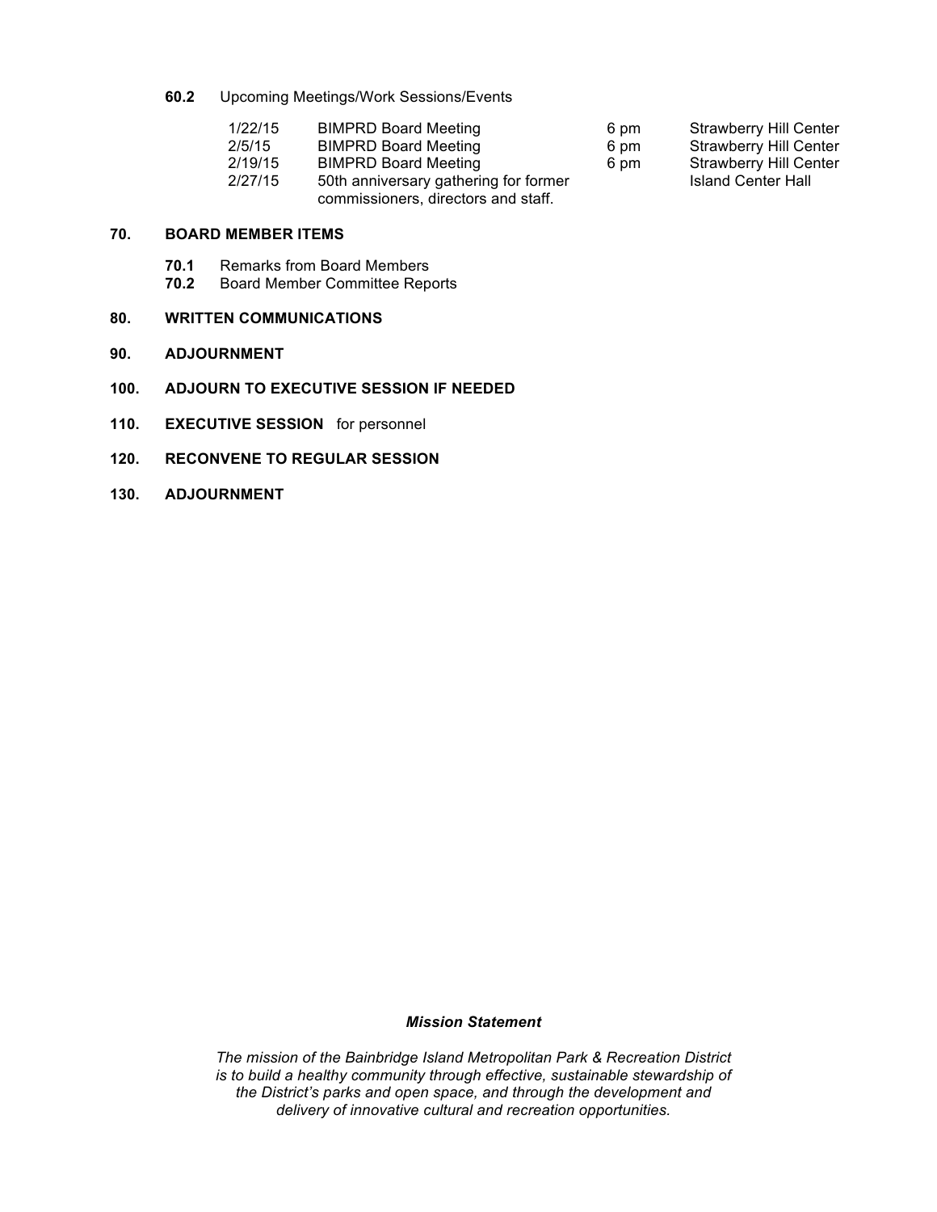**60.2** Upcoming Meetings/Work Sessions/Events

| | | | |
|---|---|---|---|
| 1/22/15 | BIMPRD Board Meeting | 6 pm | Strawberry Hill Center |
| 2/5/15 | BIMPRD Board Meeting | 6 pm | Strawberry Hill Center |
| 2/19/15 | BIMPRD Board Meeting | 6 pm | Strawberry Hill Center |
| 2/27/15 | 50th anniversary gathering for former commissioners, directors and staff. | | Island Center Hall |

**70. BOARD MEMBER ITEMS**

**70.1** Remarks from Board Members
**70.2** Board Member Committee Reports

**80. WRITTEN COMMUNICATIONS**

**90. ADJOURNMENT**

**100. ADJOURN TO EXECUTIVE SESSION IF NEEDED**

**110. EXECUTIVE SESSION** for personnel

**120. RECONVENE TO REGULAR SESSION**

**130. ADJOURNMENT**

***Mission Statement***

*The mission of the Bainbridge Island Metropolitan Park & Recreation District is to build a healthy community through effective, sustainable stewardship of the District's parks and open space, and through the development and delivery of innovative cultural and recreation opportunities.*